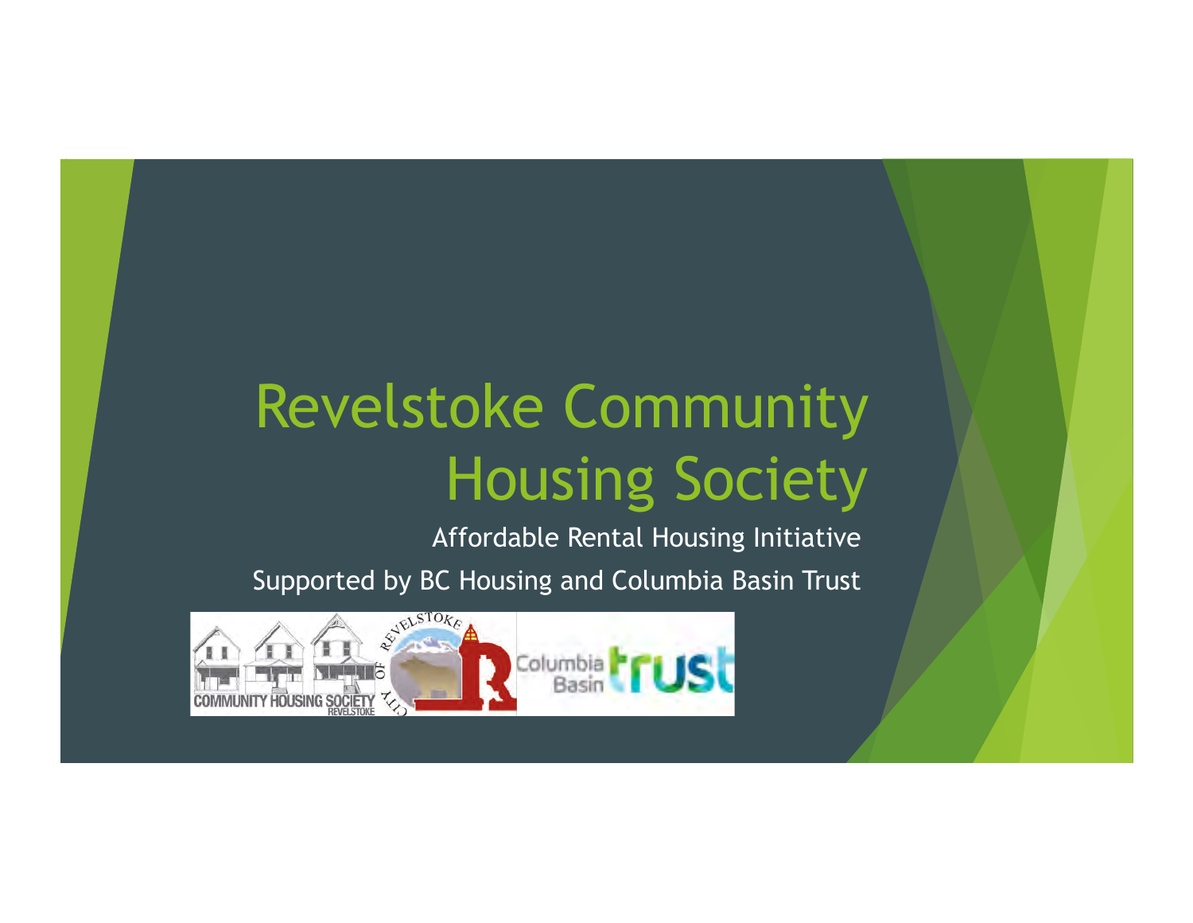# Revelstoke Community Housing Society

Affordable Rental Housing Initiative

Supported by BC Housing and Columbia Basin Trust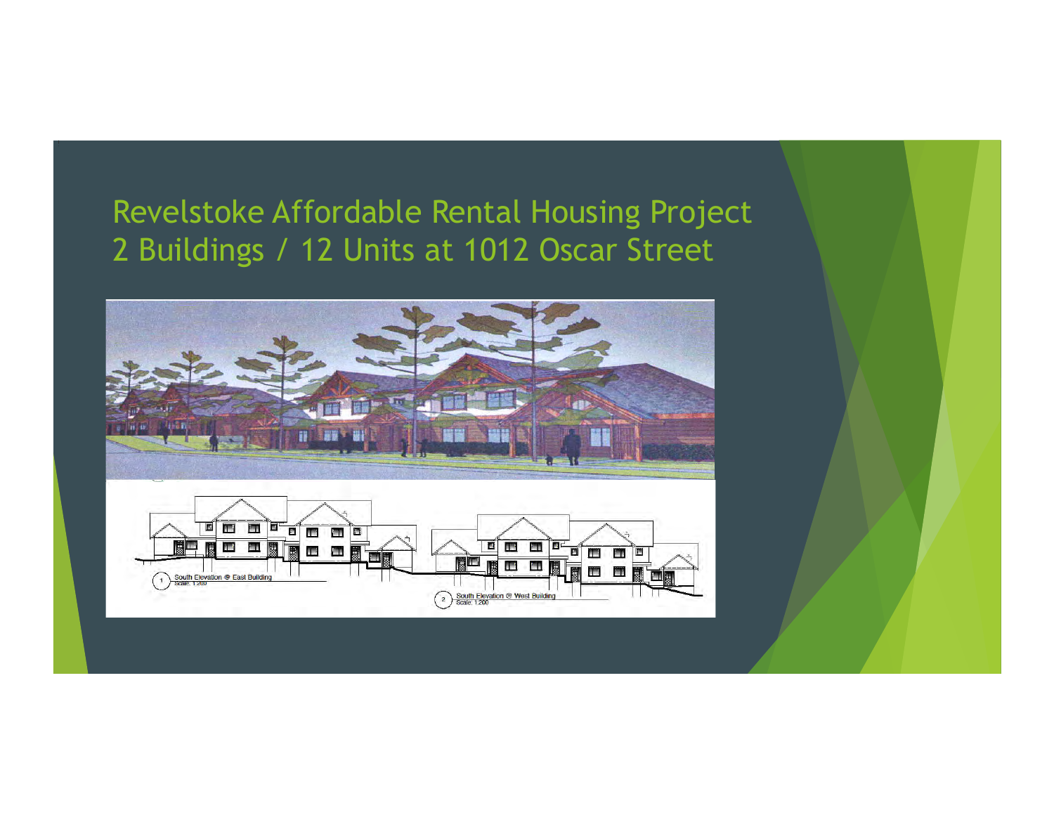# Revelstoke Affordable Rental Housing Project
# 2 Buildings / 12 Units at 1012 Oscar Street

1 South Elevation @ East Building
Scale: 1:200

2 South Elevation @ West Building
Scale: 1:200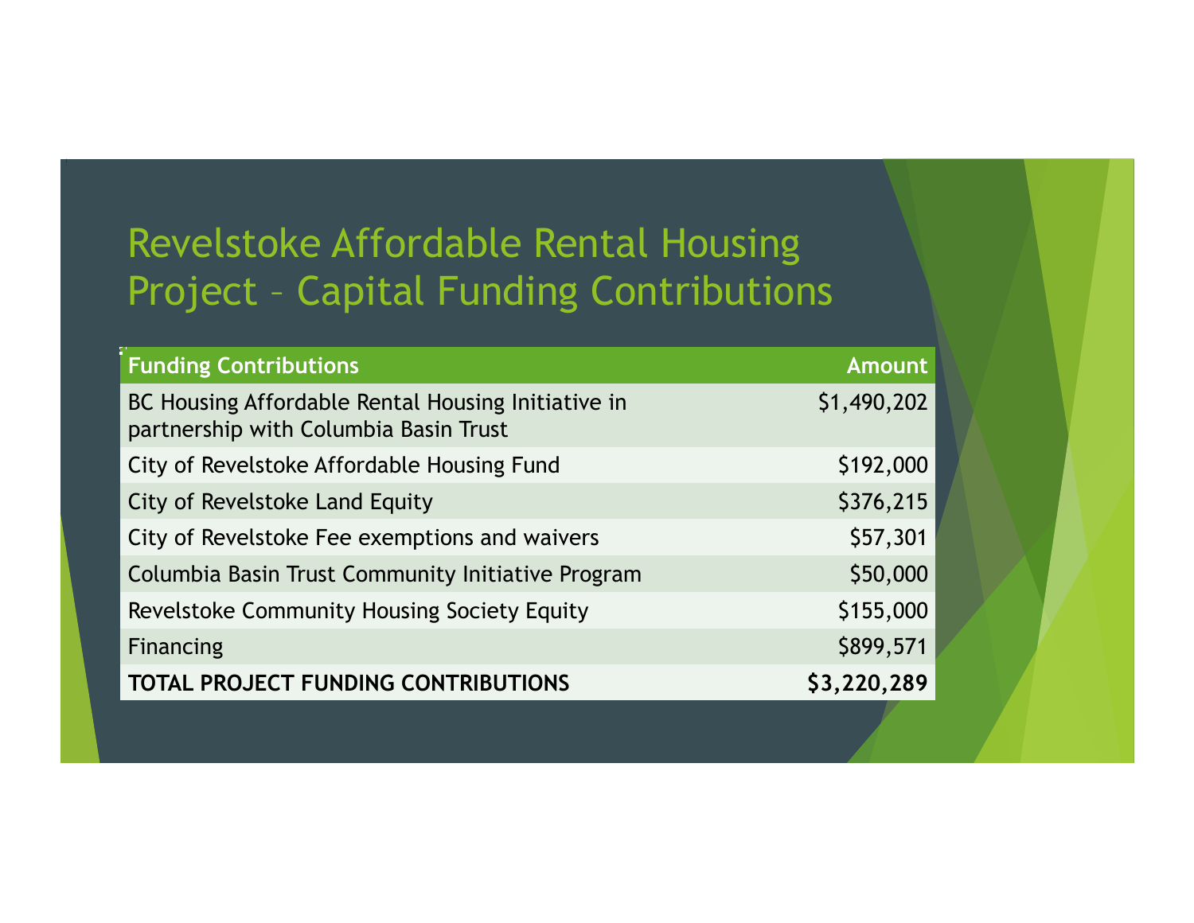# Revelstoke Affordable Rental Housing Project – Capital Funding Contributions

| Funding Contributions | Amount |
|---|---|
| BC Housing Affordable Rental Housing Initiative in partnership with Columbia Basin Trust | $1,490,202 |
| City of Revelstoke Affordable Housing Fund | $192,000 |
| City of Revelstoke Land Equity | $376,215 |
| City of Revelstoke Fee exemptions and waivers | $57,301 |
| Columbia Basin Trust Community Initiative Program | $50,000 |
| Revelstoke Community Housing Society Equity | $155,000 |
| Financing | $899,571 |
| **TOTAL PROJECT FUNDING CONTRIBUTIONS** | **$3,220,289** |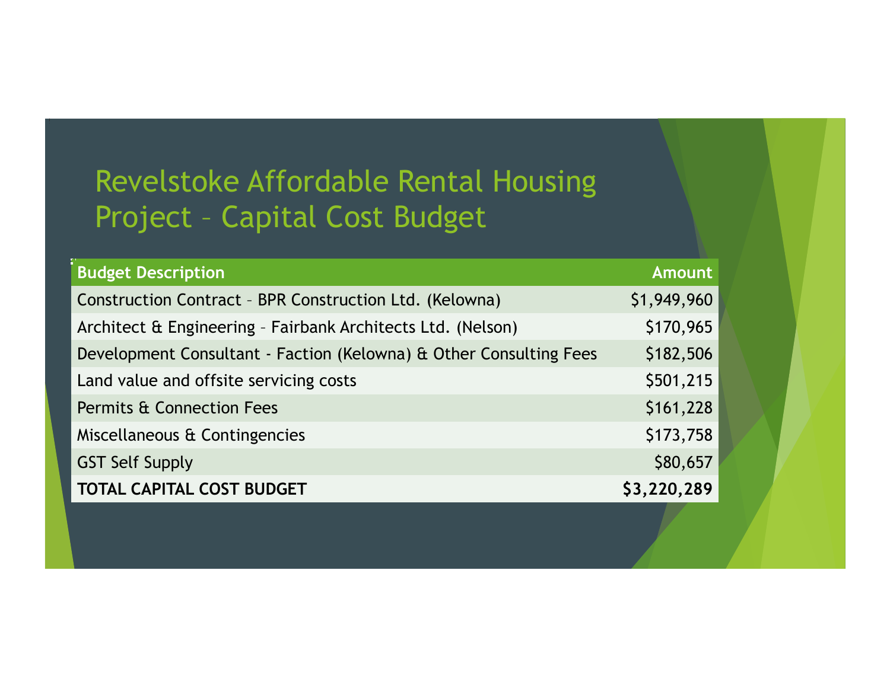# Revelstoke Affordable Rental Housing Project – Capital Cost Budget

| Budget Description | Amount |
|---|---|
| Construction Contract – BPR Construction Ltd. (Kelowna) | $1,949,960 |
| Architect & Engineering – Fairbank Architects Ltd. (Nelson) | $170,965 |
| Development Consultant - Faction (Kelowna) & Other Consulting Fees | $182,506 |
| Land value and offsite servicing costs | $501,215 |
| Permits & Connection Fees | $161,228 |
| Miscellaneous & Contingencies | $173,758 |
| GST Self Supply | $80,657 |
| **TOTAL CAPITAL COST BUDGET** | **$3,220,289** |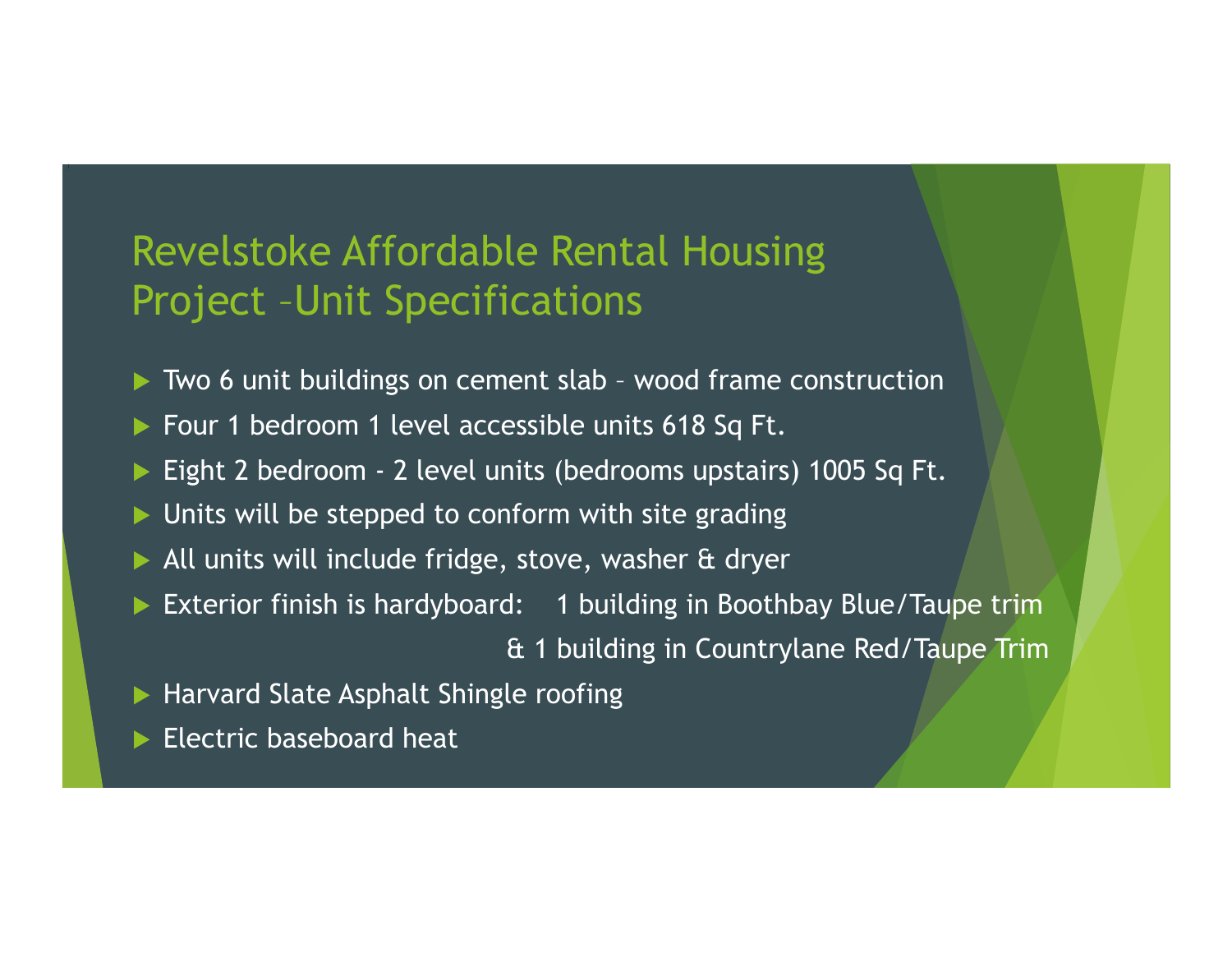# Revelstoke Affordable Rental Housing Project –Unit Specifications

- Two 6 unit buildings on cement slab – wood frame construction
- Four 1 bedroom 1 level accessible units 618 Sq Ft.
- Eight 2 bedroom - 2 level units (bedrooms upstairs) 1005 Sq Ft.
- Units will be stepped to conform with site grading
- All units will include fridge, stove, washer & dryer
- Exterior finish is hardyboard: 1 building in Boothbay Blue/Taupe trim & 1 building in Countrylane Red/Taupe Trim
- Harvard Slate Asphalt Shingle roofing
- Electric baseboard heat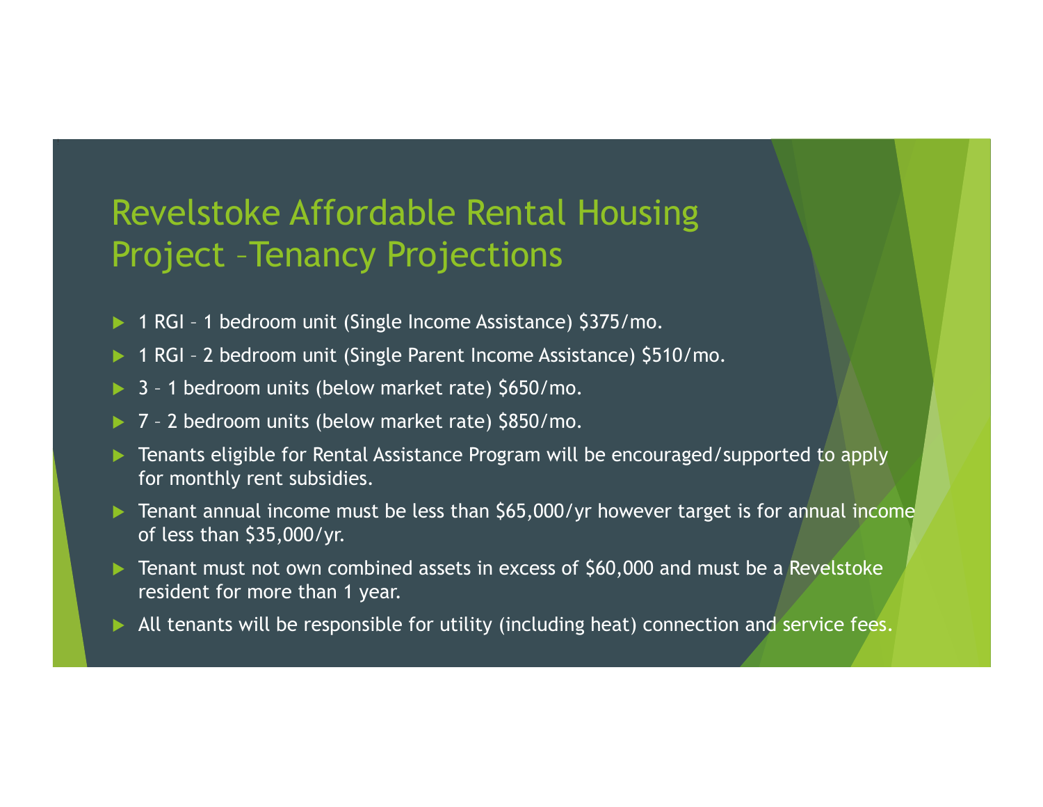# Revelstoke Affordable Rental Housing Project –Tenancy Projections

- 1 RGI – 1 bedroom unit (Single Income Assistance) $375/mo.
- 1 RGI – 2 bedroom unit (Single Parent Income Assistance) $510/mo.
- 3 – 1 bedroom units (below market rate) $650/mo.
- 7 – 2 bedroom units (below market rate) $850/mo.
- Tenants eligible for Rental Assistance Program will be encouraged/supported to apply for monthly rent subsidies.
- Tenant annual income must be less than $65,000/yr however target is for annual income of less than $35,000/yr.
- Tenant must not own combined assets in excess of $60,000 and must be a Revelstoke resident for more than 1 year.
- All tenants will be responsible for utility (including heat) connection and service fees.